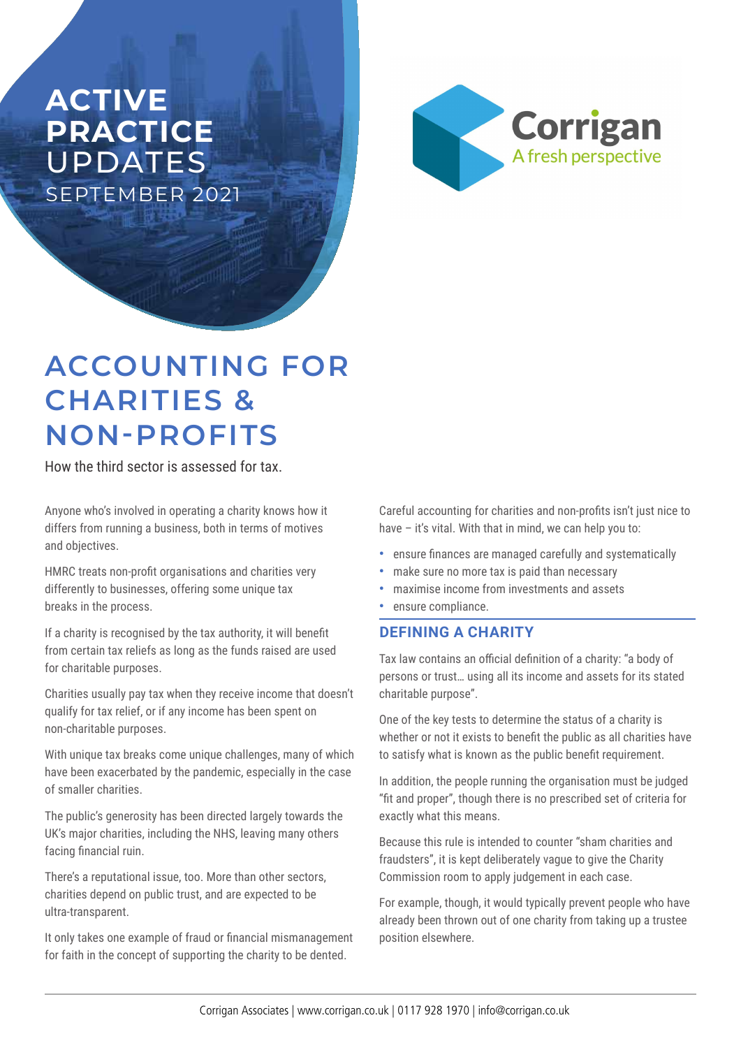# ACTIVE PRACTICE UPDATES

SEPTEMBER 2021

Corrigan
A fresh perspective

# ACCOUNTING FOR CHARITIES & NON-PROFITS

How the third sector is assessed for tax.

Anyone who's involved in operating a charity knows how it differs from running a business, both in terms of motives and objectives.

HMRC treats non-profit organisations and charities very differently to businesses, offering some unique tax breaks in the process.

If a charity is recognised by the tax authority, it will benefit from certain tax reliefs as long as the funds raised are used for charitable purposes.

Charities usually pay tax when they receive income that doesn't qualify for tax relief, or if any income has been spent on non-charitable purposes.

With unique tax breaks come unique challenges, many of which have been exacerbated by the pandemic, especially in the case of smaller charities.

The public's generosity has been directed largely towards the UK's major charities, including the NHS, leaving many others facing financial ruin.

There's a reputational issue, too. More than other sectors, charities depend on public trust, and are expected to be ultra-transparent.

It only takes one example of fraud or financial mismanagement for faith in the concept of supporting the charity to be dented.

Careful accounting for charities and non-profits isn't just nice to have – it's vital. With that in mind, we can help you to:

- ensure finances are managed carefully and systematically
- make sure no more tax is paid than necessary
- maximise income from investments and assets
- ensure compliance.

## DEFINING A CHARITY

Tax law contains an official definition of a charity: "a body of persons or trust… using all its income and assets for its stated charitable purpose".

One of the key tests to determine the status of a charity is whether or not it exists to benefit the public as all charities have to satisfy what is known as the public benefit requirement.

In addition, the people running the organisation must be judged "fit and proper", though there is no prescribed set of criteria for exactly what this means.

Because this rule is intended to counter "sham charities and fraudsters", it is kept deliberately vague to give the Charity Commission room to apply judgement in each case.

For example, though, it would typically prevent people who have already been thrown out of one charity from taking up a trustee position elsewhere.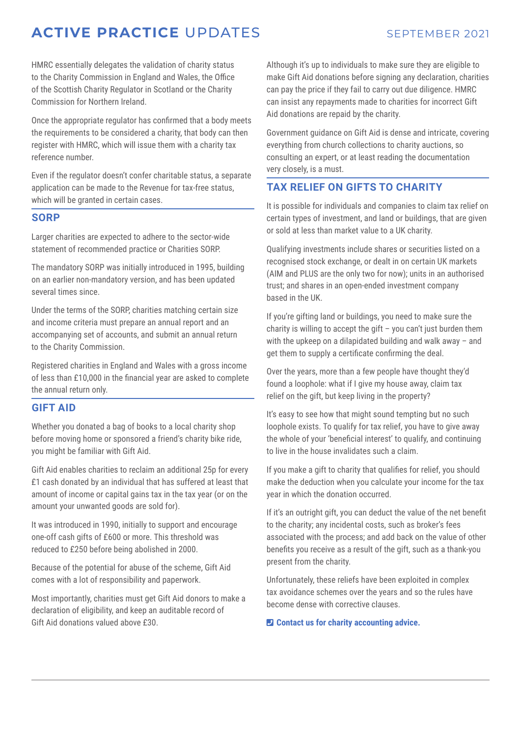HMRC essentially delegates the validation of charity status to the Charity Commission in England and Wales, the Office of the Scottish Charity Regulator in Scotland or the Charity Commission for Northern Ireland.

Once the appropriate regulator has confirmed that a body meets the requirements to be considered a charity, that body can then register with HMRC, which will issue them with a charity tax reference number.

Even if the regulator doesn't confer charitable status, a separate application can be made to the Revenue for tax-free status, which will be granted in certain cases.

## SORP

Larger charities are expected to adhere to the sector-wide statement of recommended practice or Charities SORP.

The mandatory SORP was initially introduced in 1995, building on an earlier non-mandatory version, and has been updated several times since.

Under the terms of the SORP, charities matching certain size and income criteria must prepare an annual report and an accompanying set of accounts, and submit an annual return to the Charity Commission.

Registered charities in England and Wales with a gross income of less than £10,000 in the financial year are asked to complete the annual return only.

## GIFT AID

Whether you donated a bag of books to a local charity shop before moving home or sponsored a friend's charity bike ride, you might be familiar with Gift Aid.

Gift Aid enables charities to reclaim an additional 25p for every £1 cash donated by an individual that has suffered at least that amount of income or capital gains tax in the tax year (or on the amount your unwanted goods are sold for).

It was introduced in 1990, initially to support and encourage one-off cash gifts of £600 or more. This threshold was reduced to £250 before being abolished in 2000.

Because of the potential for abuse of the scheme, Gift Aid comes with a lot of responsibility and paperwork.

Most importantly, charities must get Gift Aid donors to make a declaration of eligibility, and keep an auditable record of Gift Aid donations valued above £30.

Although it's up to individuals to make sure they are eligible to make Gift Aid donations before signing any declaration, charities can pay the price if they fail to carry out due diligence. HMRC can insist any repayments made to charities for incorrect Gift Aid donations are repaid by the charity.

Government guidance on Gift Aid is dense and intricate, covering everything from church collections to charity auctions, so consulting an expert, or at least reading the documentation very closely, is a must.

## TAX RELIEF ON GIFTS TO CHARITY

It is possible for individuals and companies to claim tax relief on certain types of investment, and land or buildings, that are given or sold at less than market value to a UK charity.

Qualifying investments include shares or securities listed on a recognised stock exchange, or dealt in on certain UK markets (AIM and PLUS are the only two for now); units in an authorised trust; and shares in an open-ended investment company based in the UK.

If you're gifting land or buildings, you need to make sure the charity is willing to accept the gift – you can't just burden them with the upkeep on a dilapidated building and walk away – and get them to supply a certificate confirming the deal.

Over the years, more than a few people have thought they'd found a loophole: what if I give my house away, claim tax relief on the gift, but keep living in the property?

It's easy to see how that might sound tempting but no such loophole exists. To qualify for tax relief, you have to give away the whole of your 'beneficial interest' to qualify, and continuing to live in the house invalidates such a claim.

If you make a gift to charity that qualifies for relief, you should make the deduction when you calculate your income for the tax year in which the donation occurred.

If it's an outright gift, you can deduct the value of the net benefit to the charity; any incidental costs, such as broker's fees associated with the process; and add back on the value of other benefits you receive as a result of the gift, such as a thank-you present from the charity.

Unfortunately, these reliefs have been exploited in complex tax avoidance schemes over the years and so the rules have become dense with corrective clauses.

**Contact us for charity accounting advice.**